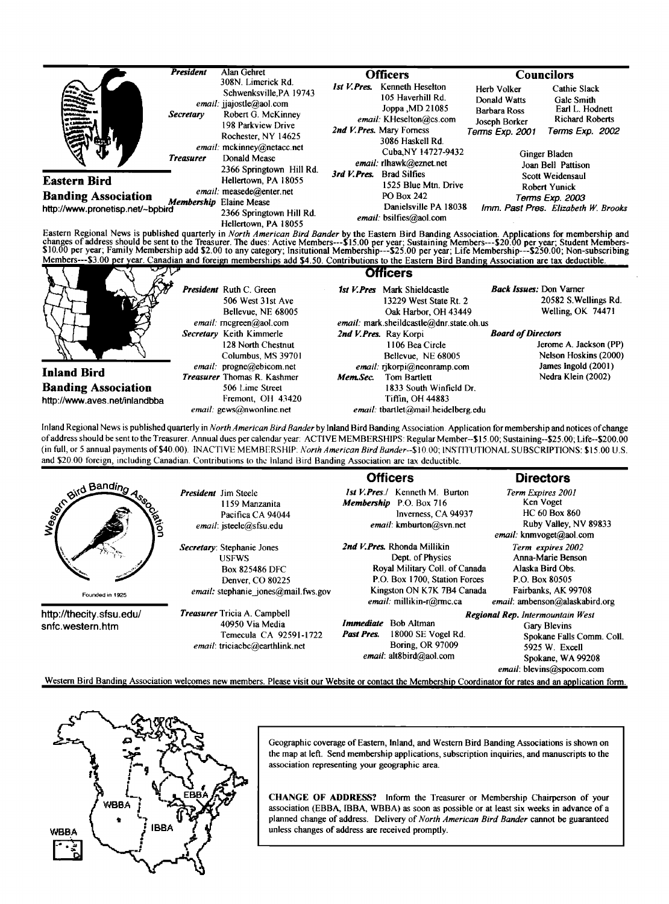## Eastern Bird Banding Association

http://www.pronetisp.net/~bpbird

**President** Alan Gehret
308N. Limerick Rd.
Schwenksville,PA 19743
*email:* jjajostle@aol.com

**Secretary** Robert G. McKinney
198 Parkview Drive
Rochester, NY 14625
*email:* mckinney@netacc.net

**Treasurer** Donald Mease
2366 Springtown Hill Rd.
Hellertown, PA 18055
*email:* measede@enter.net

**Membership** Elaine Mease
2366 Springtown Hill Rd.
Hellertown, PA 18055

### Officers

**1st V.Pres.** Kenneth Heselton
105 Haverhill Rd.
Joppa ,MD 21085
*email:* KHeselton@cs.com

**2nd V.Pres.** Mary Forness
3086 Haskell Rd.
Cuba,NY 14727-9432
*email:* rlhawk@eznet.net

**3rd V.Pres.** Brad Silfies
1525 Blue Mtn. Drive
PO Box 242
Danielsville PA 18038
*email:* bsilfies@aol.com

### Councilors

Herb Volker
Donald Watts
Barbara Ross
Joseph Borker
*Terms Exp. 2001*

Cathie Slack
Gale Smith
Earl L. Hodnett
Richard Roberts
*Terms Exp. 2002*

Ginger Bladen
Joan Bell Pattison
Scott Weidensaul
Robert Yunick
*Terms Exp. 2003*

*Imm. Past Pres. Elizabeth W. Brooks*

Eastern Regional News is published quarterly in *North American Bird Bander* by the Eastern Bird Banding Association. Applications for membership and changes of address should be sent to the Treasurer. The dues: Active Members---$15.00 per year; Sustaining Members---$20.00 per year; Student Members-$10.00 per year; Family Membership add $2.00 to any category; Insitutional Membership---$25.00 per year; Life Membership---$250.00; Non-subscribing Members---$3.00 per year. Canadian and foreign memberships add $4.50. Contributions to the Eastern Bird Banding Association are tax deductible.

## Inland Bird Banding Association

http://www.aves.net/inlandbba

### Officers

**President** Ruth C. Green
506 West 31st Ave
Bellevue, NE 68005
*email:* rncgreen@aol.com

**Secretary** Keith Kimmerle
128 North Chestnut
Columbus, MS 39701
*email:* progne@ebicom.net

**Treasurer** Thomas R. Kashmer
506 Lime Street
Fremont, OH 43420
*email:* gews@nwonline.net

**1st V.Pres** Mark Shieldcastle
13229 West State Rt. 2
Oak Harbor, OH 43449
*email:* mark.sheildcastle@dnr.state.oh.us

**2nd V.Pres.** Ray Korpi
1106 Bea Circle
Bellevue, NE 68005
*email:* rjkorpi@neonramp.com

**Mem.Sec.** Tom Bartlett
1833 South Winfield Dr.
Tiffin, OH 44883
*email:* tbartlet@mail.heidelberg.edu

**Back Issues:** Don Varner
20582 S.Wellings Rd.
Welling, OK 74471

**Board of Directors**
Jerome A. Jackson (PP)
Nelson Hoskins (2000)
James Ingold (2001)
Nedra Klein (2002)

Inland Regional News is published quarterly in *North American Bird Bander* by Inland Bird Banding Association. Application for membership and notices of change of address should be sent to the Treasurer. Annual dues per calendar year: ACTIVE MEMBERSHIPS: Regular Member--$15.00; Sustaining--$25.00; Life--$200.00 (in full, or 5 annual payments of $40.00). INACTIVE MEMBERSHIP: *North American Bird Bander*--$10.00; INSTITUTIONAL SUBSCRIPTIONS: $15.00 U.S. and $20.00 foreign, including Canadian. Contributions to the Inland Bird Banding Association are tax deductible.

## Western Bird Banding Association

Founded in 1925

http://thecity.sfsu.edu/snfc.western.htm

**President** Jim Steele
1159 Manzanita
Pacifica CA 94044
*email:* jsteele@sfsu.edu

**Secretary:** Stephanie Jones
USFWS
Box 825486 DFC
Denver, CO 80225
*email:* stephanie_jones@mail.fws.gov

**Treasurer** Tricia A. Campbell
40950 Via Media
Temecula CA 92591-1722
*email:* triciacbc@earthlink.net

### Officers

**1st V.Pres./ Membership** Kenneth M. Burton
P.O. Box 716
Inverness, CA 94937
*email:* kmburton@svn.net

**2nd V.Pres.** Rhonda Millikin
Dept. of Physics
Royal Military Coll. of Canada
P.O. Box 1700, Station Forces
Kingston ON K7K 7B4 Canada
*email:* millikin-r@rmc.ca

**Immediate Past Pres.** Bob Altman
18000 SE Vogel Rd.
Boring, OR 97009
*email:* alt8bird@aol.com

### Directors

*Term Expires 2001*
Ken Voget
HC 60 Box 860
Ruby Valley, NV 89833
*email:* knmvoget@aol.com

*Term expires 2002*
Anna-Marie Benson
Alaska Bird Obs.
P.O. Box 80505
Fairbanks, AK 99708
*email:* ambenson@alaskabird.org

**Regional Rep. Intermountain West**
Gary Blevins
Spokane Falls Comm. Coll.
5925 W. Excell
Spokane, WA 99208
*email:* blevins@spocom.com

Western Bird Banding Association welcomes new members. Please visit our Website or contact the Membership Coordinator for rates and an application form.

---

Geographic coverage of Eastern, Inland, and Western Bird Banding Associations is shown on the map at left. Send membership applications, subscription inquiries, and manuscripts to the association representing your geographic area.

**CHANGE OF ADDRESS?** Inform the Treasurer or Membership Chairperson of your association (EBBA, IBBA, WBBA) as soon as possible or at least six weeks in advance of a planned change of address. Delivery of *North American Bird Bander* cannot be guaranteed unless changes of address are received promptly.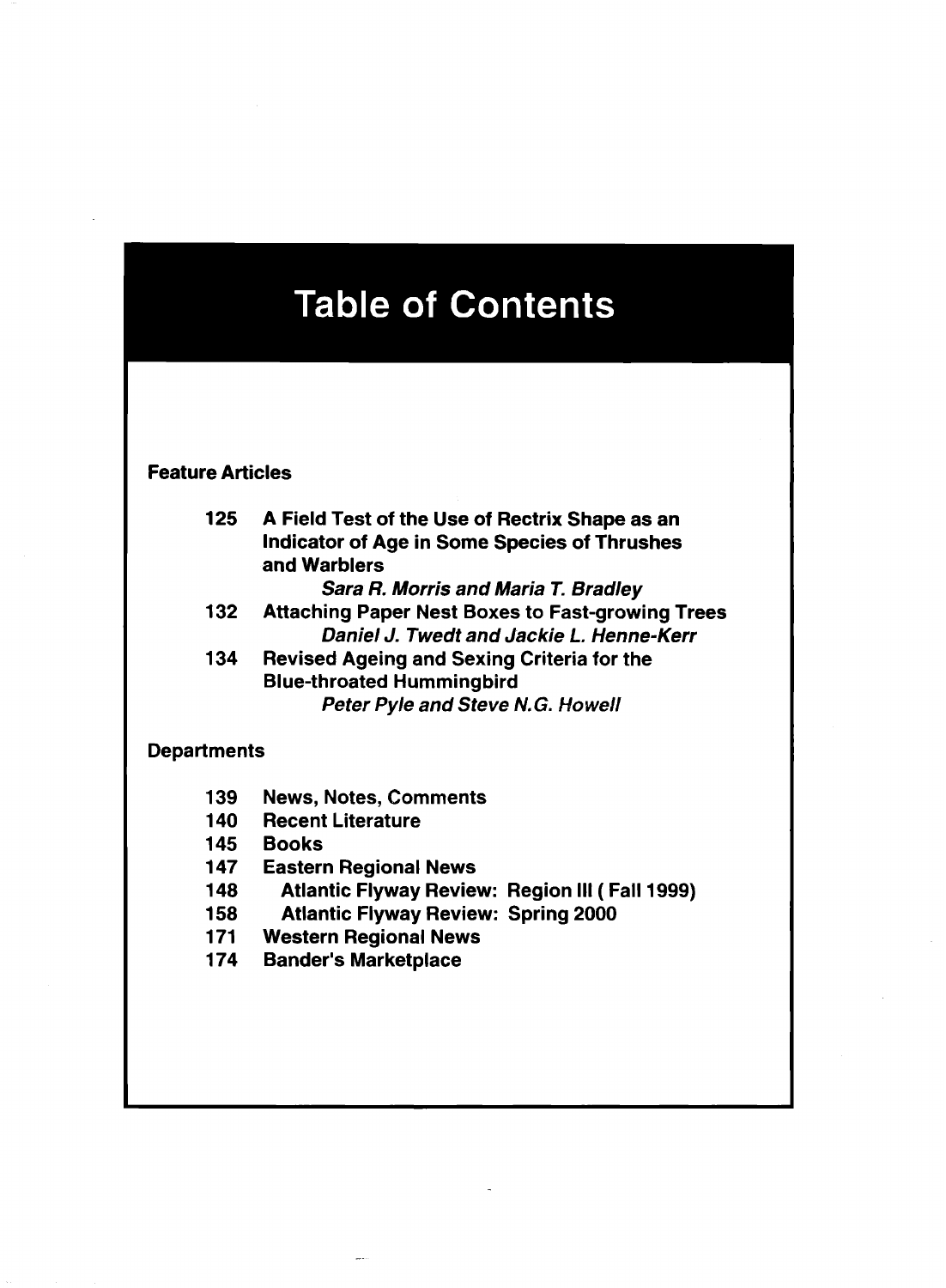# Table of Contents

## Feature Articles

125 A Field Test of the Use of Rectrix Shape as an Indicator of Age in Some Species of Thrushes and Warblers
*Sara R. Morris and Maria T. Bradley*

132 Attaching Paper Nest Boxes to Fast-growing Trees
*Daniel J. Twedt and Jackie L. Henne-Kerr*

134 Revised Ageing and Sexing Criteria for the Blue-throated Hummingbird
*Peter Pyle and Steve N.G. Howell*

## Departments

139 News, Notes, Comments
140 Recent Literature
145 Books
147 Eastern Regional News
148 Atlantic Flyway Review: Region III ( Fall 1999)
158 Atlantic Flyway Review: Spring 2000
171 Western Regional News
174 Bander's Marketplace